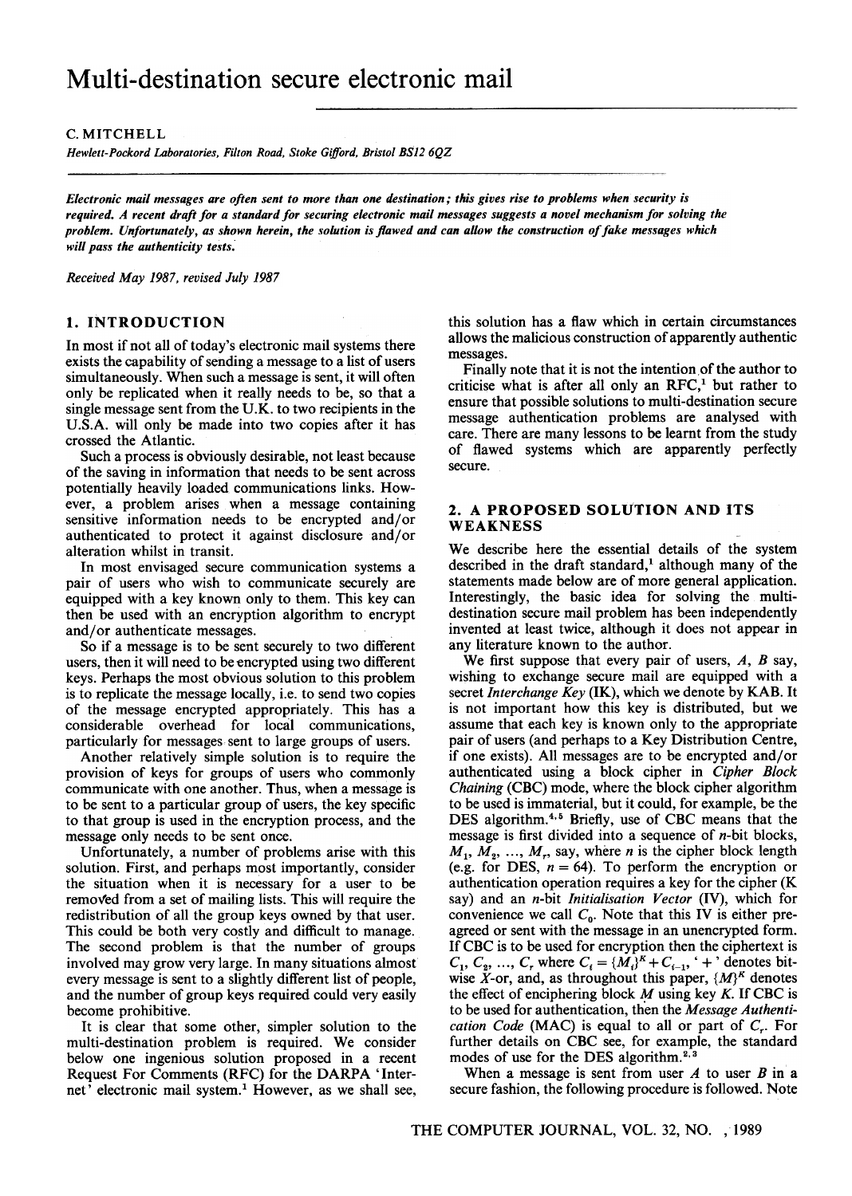# Multi-destination secure electronic mail

C. MITCHELL

*Hewlett-Pockord Laboratories, Filton Road, Stoke Gifford, Bristol BS12 6QZ*

***Electronic mail messages are often sent to more than one destination; this gives rise to problems when security is required. A recent draft for a standard for securing electronic mail messages suggests a novel mechanism for solving the problem. Unfortunately, as shown herein, the solution is flawed and can allow the construction of fake messages which will pass the authenticity tests.***

*Received May 1987, revised July 1987*

## 1. INTRODUCTION

In most if not all of today's electronic mail systems there exists the capability of sending a message to a list of users simultaneously. When such a message is sent, it will often only be replicated when it really needs to be, so that a single message sent from the U.K. to two recipients in the U.S.A. will only be made into two copies after it has crossed the Atlantic.

Such a process is obviously desirable, not least because of the saving in information that needs to be sent across potentially heavily loaded communications links. However, a problem arises when a message containing sensitive information needs to be encrypted and/or authenticated to protect it against disclosure and/or alteration whilst in transit.

In most envisaged secure communication systems a pair of users who wish to communicate securely are equipped with a key known only to them. This key can then be used with an encryption algorithm to encrypt and/or authenticate messages.

So if a message is to be sent securely to two different users, then it will need to be encrypted using two different keys. Perhaps the most obvious solution to this problem is to replicate the message locally, i.e. to send two copies of the message encrypted appropriately. This has a considerable overhead for local communications, particularly for messages sent to large groups of users.

Another relatively simple solution is to require the provision of keys for groups of users who commonly communicate with one another. Thus, when a message is to be sent to a particular group of users, the key specific to that group is used in the encryption process, and the message only needs to be sent once.

Unfortunately, a number of problems arise with this solution. First, and perhaps most importantly, consider the situation when it is necessary for a user to be removed from a set of mailing lists. This will require the redistribution of all the group keys owned by that user. This could be both very costly and difficult to manage. The second problem is that the number of groups involved may grow very large. In many situations almost every message is sent to a slightly different list of people, and the number of group keys required could very easily become prohibitive.

It is clear that some other, simpler solution to the multi-destination problem is required. We consider below one ingenious solution proposed in a recent Request For Comments (RFC) for the DARPA 'Internet' electronic mail system.[1] However, as we shall see, this solution has a flaw which in certain circumstances allows the malicious construction of apparently authentic messages.

Finally note that it is not the intention of the author to criticise what is after all only an RFC,[1] but rather to ensure that possible solutions to multi-destination secure message authentication problems are analysed with care. There are many lessons to be learnt from the study of flawed systems which are apparently perfectly secure.

## 2. A PROPOSED SOLUTION AND ITS WEAKNESS

We describe here the essential details of the system described in the draft standard,[1] although many of the statements made below are of more general application. Interestingly, the basic idea for solving the multi-destination secure mail problem has been independently invented at least twice, although it does not appear in any literature known to the author.

We first suppose that every pair of users, $A$, $B$ say, wishing to exchange secure mail are equipped with a secret *Interchange Key* (IK), which we denote by KAB. It is not important how this key is distributed, but we assume that each key is known only to the appropriate pair of users (and perhaps to a Key Distribution Centre, if one exists). All messages are to be encrypted and/or authenticated using a block cipher in *Cipher Block Chaining* (CBC) mode, where the block cipher algorithm to be used is immaterial, but it could, for example, be the DES algorithm.[4,5] Briefly, use of CBC means that the message is first divided into a sequence of $n$-bit blocks, $M_1, M_2, \ldots, M_r$, say, where $n$ is the cipher block length (e.g. for DES, $n = 64$). To perform the encryption or authentication operation requires a key for the cipher (K say) and an $n$-bit *Initialisation Vector* (IV), which for convenience we call $C_0$. Note that this IV is either pre-agreed or sent with the message in an unencrypted form. If CBC is to be used for encryption then the ciphertext is $C_1, C_2, \ldots, C_r$ where $C_i = \{M_i\}^K + C_{i-1}$, '+' denotes bit-wise X-or, and, as throughout this paper, $\{M\}^K$ denotes the effect of enciphering block $M$ using key $K$. If CBC is to be used for authentication, then the *Message Authentication Code* (MAC) is equal to all or part of $C_r$. For further details on CBC see, for example, the standard modes of use for the DES algorithm.[2,3]

When a message is sent from user $A$ to user $B$ in a secure fashion, the following procedure is followed. Note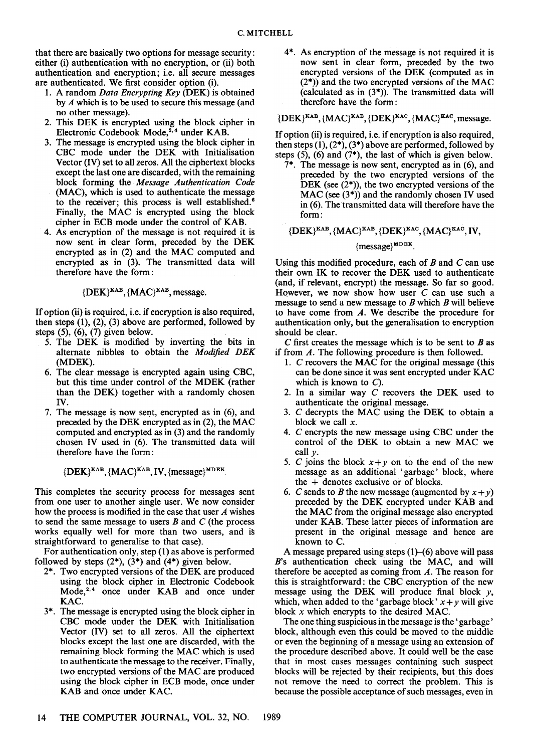that there are basically two options for message security: either (i) authentication with no encryption, or (ii) both authentication and encryption; i.e. all secure messages are authenticated. We first consider option (i).

1. A random *Data Encrypting Key* (DEK) is obtained by *A* which is to be used to secure this message (and no other message).
2. This DEK is encrypted using the block cipher in Electronic Codebook Mode,[2,4] under KAB.
3. The message is encrypted using the block cipher in CBC mode under the DEK with Initialisation Vector (IV) set to all zeros. All the ciphertext blocks except the last one are discarded, with the remaining block forming the *Message Authentication Code* (MAC), which is used to authenticate the message to the receiver; this process is well established.[6] Finally, the MAC is encrypted using the block cipher in ECB mode under the control of KAB.
4. As encryption of the message is not required it is now sent in clear form, preceded by the DEK encrypted as in (2) and the MAC computed and encrypted as in (3). The transmitted data will therefore have the form:

$$\{\text{DEK}\}^{\text{KAB}}, \{\text{MAC}\}^{\text{KAB}}, \text{message}.$$

If option (ii) is required, i.e. if encryption is also required, then steps (1), (2), (3) above are performed, followed by steps (5), (6), (7) given below.

5. The DEK is modified by inverting the bits in alternate nibbles to obtain the *Modified DEK* (MDEK).
6. The clear message is encrypted again using CBC, but this time under control of the MDEK (rather than the DEK) together with a randomly chosen IV.
7. The message is now sent, encrypted as in (6), and preceded by the DEK encrypted as in (2), the MAC computed and encrypted as in (3) and the randomly chosen IV used in (6). The transmitted data will therefore have the form:

$$\{\text{DEK}\}^{\text{KAB}}, \{\text{MAC}\}^{\text{KAB}}, \text{IV}, \{\text{message}\}^{\text{MDEK}}.$$

This completes the security process for messages sent from one user to another single user. We now consider how the process is modified in the case that user *A* wishes to send the same message to users *B* and *C* (the process works equally well for more than two users, and is straightforward to generalise to that case).

For authentication only, step (1) as above is performed followed by steps (2*), (3*) and (4*) given below.

2*. Two encrypted versions of the DEK are produced using the block cipher in Electronic Codebook Mode,[2,4] once under KAB and once under KAC.

3*. The message is encrypted using the block cipher in CBC mode under the DEK with Initialisation Vector (IV) set to all zeros. All the ciphertext blocks except the last one are discarded, with the remaining block forming the MAC which is used to authenticate the message to the receiver. Finally, two encrypted versions of the MAC are produced using the block cipher in ECB mode, once under KAB and once under KAC.

4*. As encryption of the message is not required it is now sent in clear form, preceded by the two encrypted versions of the DEK (computed as in (2*)) and the two encrypted versions of the MAC (calculated as in (3*)). The transmitted data will therefore have the form:

$$\{\text{DEK}\}^{\text{KAB}}, \{\text{MAC}\}^{\text{KAB}}, \{\text{DEK}\}^{\text{KAC}}, \{\text{MAC}\}^{\text{KAC}}, \text{message}.$$

If option (ii) is required, i.e. if encryption is also required, then steps (1), (2*), (3*) above are performed, followed by steps (5), (6) and (7*), the last of which is given below.

7*. The message is now sent, encrypted as in (6), and preceded by the two encrypted versions of the DEK (see (2*)), the two encrypted versions of the MAC (see (3*)) and the randomly chosen IV used in (6). The transmitted data will therefore have the form:

$$\{\text{DEK}\}^{\text{KAB}}, \{\text{MAC}\}^{\text{KAB}}, \{\text{DEK}\}^{\text{KAC}}, \{\text{MAC}\}^{\text{KAC}}, \text{IV}, \{\text{message}\}^{\text{MDEK}}.$$

Using this modified procedure, each of *B* and *C* can use their own IK to recover the DEK used to authenticate (and, if relevant, encrypt) the message. So far so good. However, we now show how user *C* can use such a message to send a new message to *B* which *B* will believe to have come from *A*. We describe the procedure for authentication only, but the generalisation to encryption should be clear.

*C* first creates the message which is to be sent to *B* as if from *A*. The following procedure is then followed.

1. *C* recovers the MAC for the original message (this can be done since it was sent encrypted under KAC which is known to *C*).
2. In a similar way *C* recovers the DEK used to authenticate the original message.
3. *C* decrypts the MAC using the DEK to obtain a block we call *x*.
4. *C* encrypts the new message using CBC under the control of the DEK to obtain a new MAC we call *y*.
5. *C* joins the block $x+y$ on to the end of the new message as an additional 'garbage' block, where the $+$ denotes exclusive or of blocks.
6. *C* sends to *B* the new message (augmented by $x+y$) preceded by the DEK encrypted under KAB and the MAC from the original message also encrypted under KAB. These latter pieces of information are present in the original message and hence are known to C.

A message prepared using steps (1)–(6) above will pass *B*'s authentication check using the MAC, and will therefore be accepted as coming from *A*. The reason for this is straightforward: the CBC encryption of the new message using the DEK will produce final block *y*, which, when added to the 'garbage block' $x+y$ will give block *x* which encrypts to the desired MAC.

The one thing suspicious in the message is the 'garbage' block, although even this could be moved to the middle or even the beginning of a message using an extension of the procedure described above. It could well be the case that in most cases messages containing such suspect blocks will be rejected by their recipients, but this does not remove the need to correct the problem. This is because the possible acceptance of such messages, even in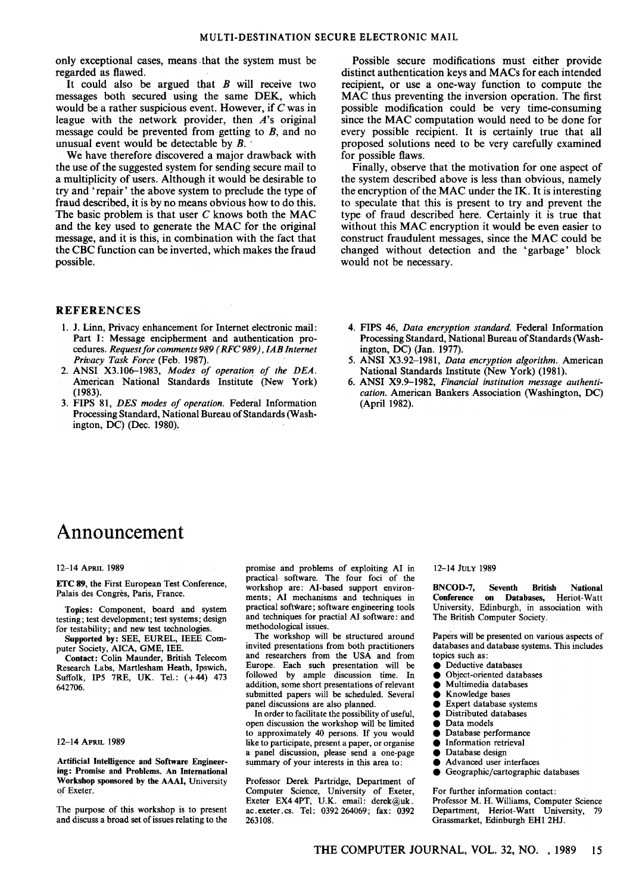only exceptional cases, means that the system must be regarded as flawed.

It could also be argued that $B$ will receive two messages both secured using the same DEK, which would be a rather suspicious event. However, if $C$ was in league with the network provider, then $A$'s original message could be prevented from getting to $B$, and no unusual event would be detectable by $B$.

We have therefore discovered a major drawback with the use of the suggested system for sending secure mail to a multiplicity of users. Although it would be desirable to try and 'repair' the above system to preclude the type of fraud described, it is by no means obvious how to do this. The basic problem is that user $C$ knows both the MAC and the key used to generate the MAC for the original message, and it is this, in combination with the fact that the CBC function can be inverted, which makes the fraud possible.

Possible secure modifications must either provide distinct authentication keys and MACs for each intended recipient, or use a one-way function to compute the MAC thus preventing the inversion operation. The first possible modification could be very time-consuming since the MAC computation would need to be done for every possible recipient. It is certainly true that all proposed solutions need to be very carefully examined for possible flaws.

Finally, observe that the motivation for one aspect of the system described above is less than obvious, namely the encryption of the MAC under the IK. It is interesting to speculate that this is present to try and prevent the type of fraud described here. Certainly it is true that without this MAC encryption it would be even easier to construct fraudulent messages, since the MAC could be changed without detection and the 'garbage' block would not be necessary.

## REFERENCES

1. J. Linn, Privacy enhancement for Internet electronic mail: Part I: Message encipherment and authentication procedures. *Request for comments 989 (RFC 989), IAB Internet Privacy Task Force* (Feb. 1987).
2. ANSI X3.106–1983, *Modes of operation of the DEA*. American National Standards Institute (New York) (1983).
3. FIPS 81, *DES modes of operation*. Federal Information Processing Standard, National Bureau of Standards (Washington, DC) (Dec. 1980).
4. FIPS 46, *Data encryption standard*. Federal Information Processing Standard, National Bureau of Standards (Washington, DC) (Jan. 1977).
5. ANSI X3.92–1981, *Data encryption algorithm*. American National Standards Institute (New York) (1981).
6. ANSI X9.9–1982, *Financial institution message authentication*. American Bankers Association (Washington, DC) (April 1982).

# Announcement

12–14 April 1989

**ETC 89**, the First European Test Conference, Palais des Congrès, Paris, France.

**Topics:** Component, board and system testing; test development; test systems; design for testability; and new test technologies.

**Supported by:** SEE, EUREL, IEEE Computer Society, AICA, GME, IEE.

**Contact:** Colin Maunder, British Telecom Research Labs, Martlesham Heath, Ipswich, Suffolk, IP5 7RE, UK. Tel.: (+44) 473 642706.

12–14 April 1989

**Artificial Intelligence and Software Engineering: Promise and Problems. An International Workshop sponsored by the AAAI,** University of Exeter.

The purpose of this workshop is to present and discuss a broad set of issues relating to the promise and problems of exploiting AI in practical software. The four foci of the workshop are: AI-based support environments; AI mechanisms and techniques in practical software; software engineering tools and techniques for practial AI software: and methodological issues.

The workshop will be structured around invited presentations from both practitioners and researchers from the USA and from Europe. Each such presentation will be followed by ample discussion time. In addition, some short presentations of relevant submitted papers will be scheduled. Several panel discussions are also planned.

In order to facilitate the possibility of useful, open discussion the workshop will be limited to approximately 40 persons. If you would like to participate, present a paper, or organise a panel discussion, please send a one-page summary of your interests in this area to:

Professor Derek Partridge, Department of Computer Science, University of Exeter, Exeter EX4 4PT, U.K. email: derek@uk.ac.exeter.cs. Tel: 0392 264069; fax: 0392 263108.

12–14 July 1989

**BNCOD-7, Seventh British National Conference on Databases,** Heriot-Watt University, Edinburgh, in association with The British Computer Society.

Papers will be presented on various aspects of databases and database systems. This includes topics such as:

- Deductive databases
- Object-oriented databases
- Multimedia databases
- Knowledge bases
- Expert database systems
- Distributed databases
- Data models
- Database performance
- Information retrieval
- Database design
- Advanced user interfaces
- Geographic/cartographic databases

For further information contact:
Professor M. H. Williams, Computer Science Department, Heriot-Watt University, 79 Grassmarket, Edinburgh EH1 2HJ.